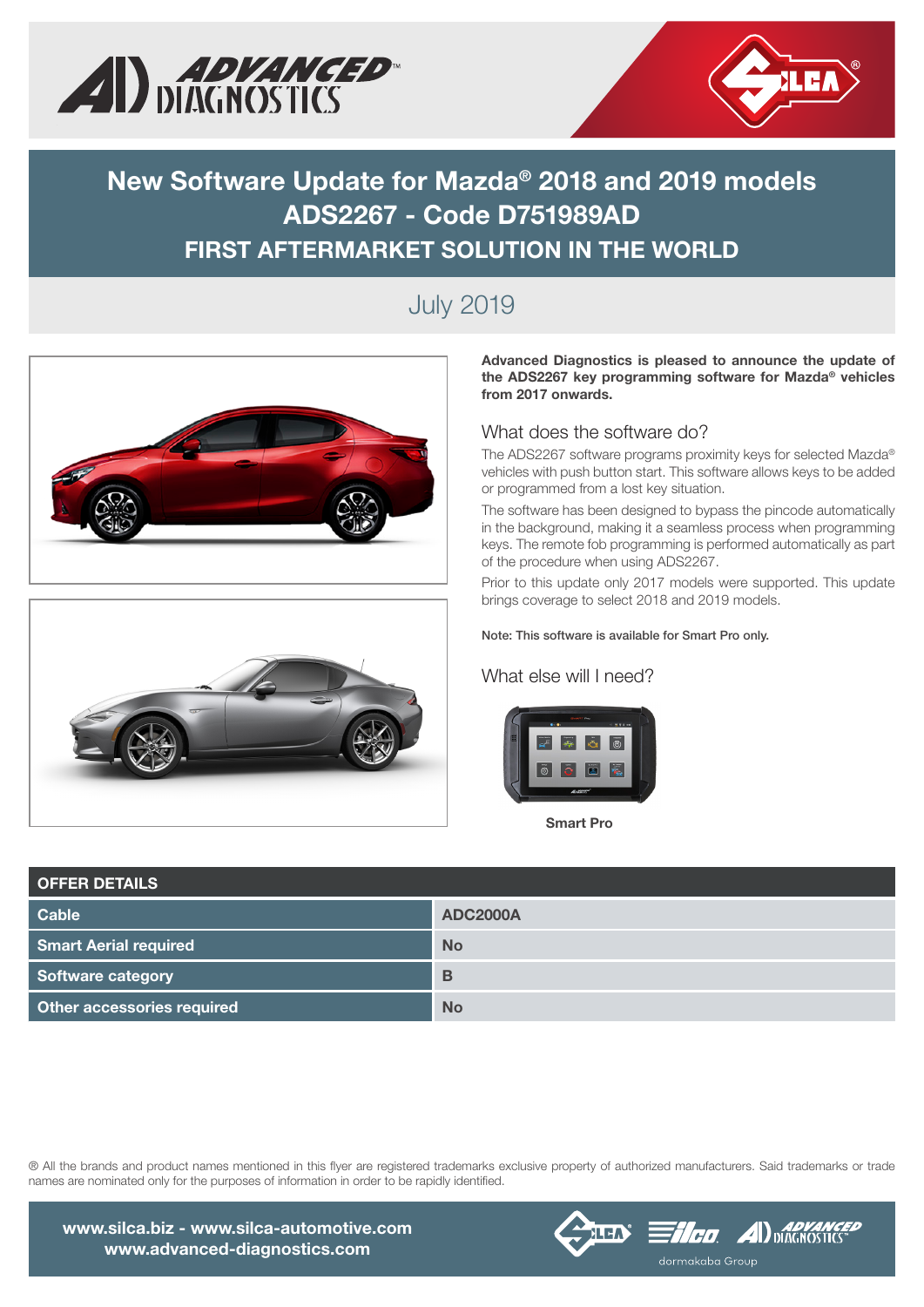# New Software Update for Mazda® 2018 and 2019 models
# ADS2267 - Code D751989AD
## FIRST AFTERMARKET SOLUTION IN THE WORLD

July 2019

**Advanced Diagnostics is pleased to announce the update of the ADS2267 key programming software for Mazda® vehicles from 2017 onwards.**

### What does the software do?

The ADS2267 software programs proximity keys for selected Mazda® vehicles with push button start. This software allows keys to be added or programmed from a lost key situation.

The software has been designed to bypass the pincode automatically in the background, making it a seamless process when programming keys. The remote fob programming is performed automatically as part of the procedure when using ADS2267.

Prior to this update only 2017 models were supported. This update brings coverage to select 2018 and 2019 models.

**Note: This software is available for Smart Pro only.**

### What else will I need?

**Smart Pro**

| OFFER DETAILS | |
|---|---|
| Cable | ADC2000A |
| Smart Aerial required | No |
| Software category | B |
| Other accessories required | No |

® All the brands and product names mentioned in this flyer are registered trademarks exclusive property of authorized manufacturers. Said trademarks or trade names are nominated only for the purposes of information in order to be rapidly identified.

**www.silca.biz - www.silca-automotive.com**
**www.advanced-diagnostics.com**

dormakaba Group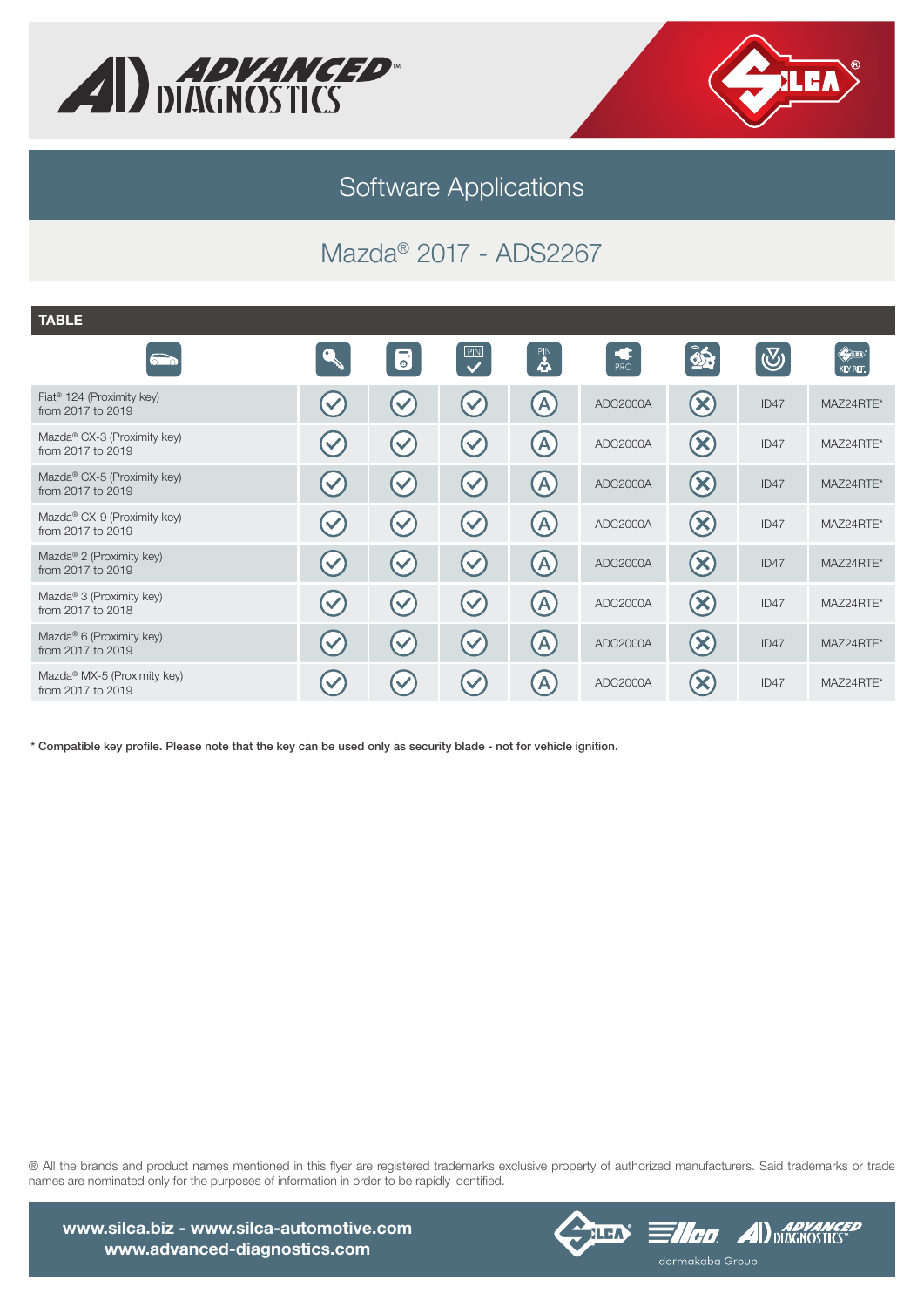# Software Applications

## Mazda® 2017 - ADS2267

**TABLE**

| | | | PIN | PIN | PRO | | | KEY REF. |
|---|---|---|---|---|---|---|---|---|
| Fiat® 124 (Proximity key) from 2017 to 2019 | ✓ | ✓ | ✓ | A | ADC2000A | ✗ | ID47 | MAZ24RTE* |
| Mazda® CX-3 (Proximity key) from 2017 to 2019 | ✓ | ✓ | ✓ | A | ADC2000A | ✗ | ID47 | MAZ24RTE* |
| Mazda® CX-5 (Proximity key) from 2017 to 2019 | ✓ | ✓ | ✓ | A | ADC2000A | ✗ | ID47 | MAZ24RTE* |
| Mazda® CX-9 (Proximity key) from 2017 to 2019 | ✓ | ✓ | ✓ | A | ADC2000A | ✗ | ID47 | MAZ24RTE* |
| Mazda® 2 (Proximity key) from 2017 to 2019 | ✓ | ✓ | ✓ | A | ADC2000A | ✗ | ID47 | MAZ24RTE* |
| Mazda® 3 (Proximity key) from 2017 to 2018 | ✓ | ✓ | ✓ | A | ADC2000A | ✗ | ID47 | MAZ24RTE* |
| Mazda® 6 (Proximity key) from 2017 to 2019 | ✓ | ✓ | ✓ | A | ADC2000A | ✗ | ID47 | MAZ24RTE* |
| Mazda® MX-5 (Proximity key) from 2017 to 2019 | ✓ | ✓ | ✓ | A | ADC2000A | ✗ | ID47 | MAZ24RTE* |

**\* Compatible key profile. Please note that the key can be used only as security blade - not for vehicle ignition.**

® All the brands and product names mentioned in this flyer are registered trademarks exclusive property of authorized manufacturers. Said trademarks or trade names are nominated only for the purposes of information in order to be rapidly identified.

**www.silca.biz - www.silca-automotive.com**
**www.advanced-diagnostics.com**

dormakaba Group